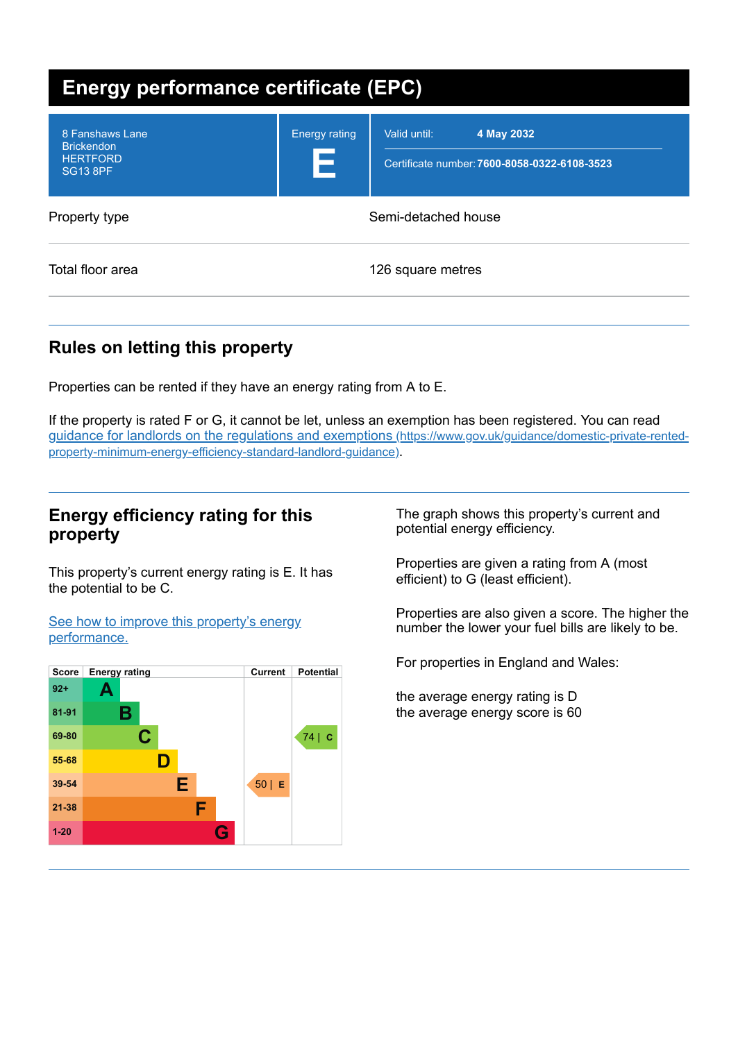# Energy performance certificate (EPC)

8 Fanshaws Lane
Brickendon
HERTFORD
SG13 8PF

Energy rating

**E**

Valid until: **4 May 2032**

Certificate number: **7600-8058-0322-6108-3523**

| | |
|---|---|
| Property type | Semi-detached house |
| Total floor area | 126 square metres |

## Rules on letting this property

Properties can be rented if they have an energy rating from A to E.

If the property is rated F or G, it cannot be let, unless an exemption has been registered. You can read [guidance for landlords on the regulations and exemptions (https://www.gov.uk/guidance/domestic-private-rented-property-minimum-energy-efficiency-standard-landlord-guidance)](https://www.gov.uk/guidance/domestic-private-rented-property-minimum-energy-efficiency-standard-landlord-guidance).

## Energy efficiency rating for this property

This property's current energy rating is E. It has the potential to be C.

[See how to improve this property's energy performance.]()

Score
Energy rating
Current
Potential
92+ A
81-91 B
69-80 C
55-68 D
39-54 E
21-38 F
1-20 G
50 | E
74 | C

The graph shows this property's current and potential energy efficiency.

Properties are given a rating from A (most efficient) to G (least efficient).

Properties are also given a score. The higher the number the lower your fuel bills are likely to be.

For properties in England and Wales:

the average energy rating is D
the average energy score is 60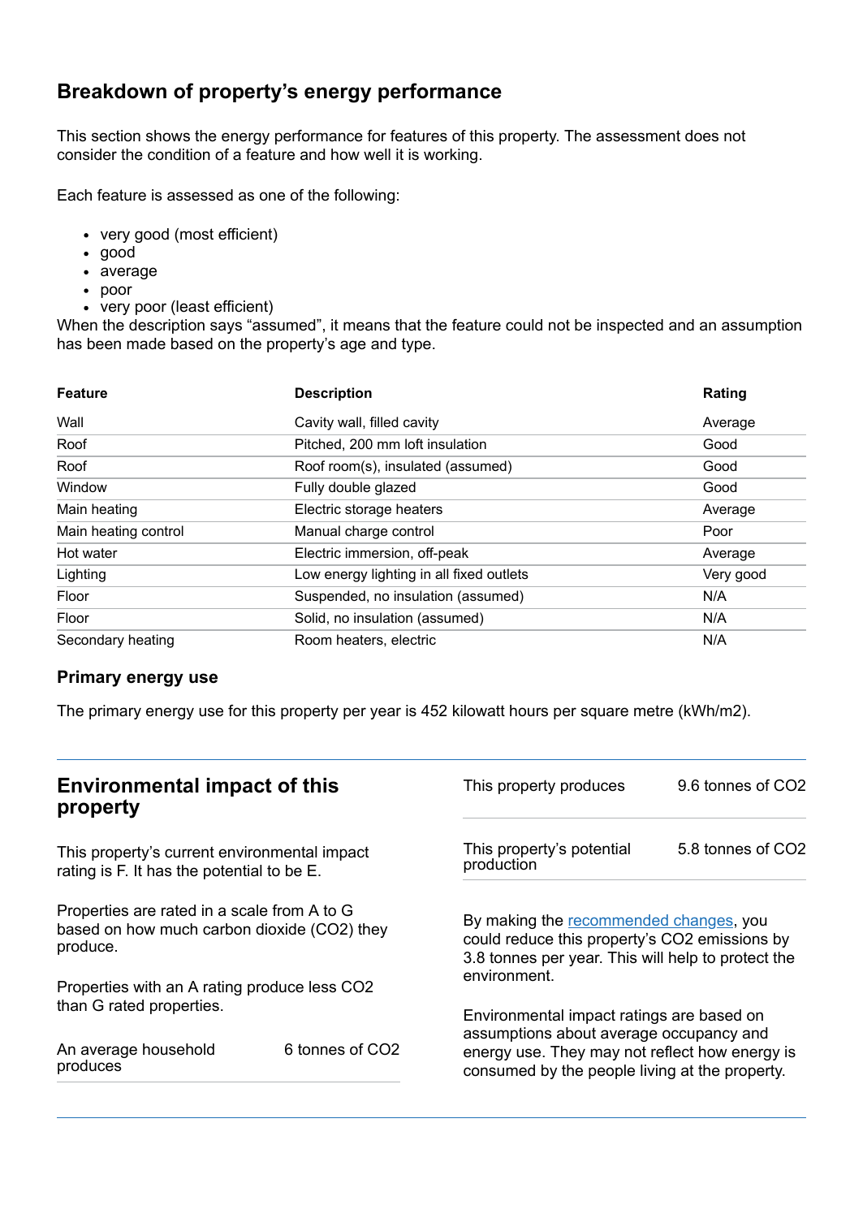## Breakdown of property's energy performance

This section shows the energy performance for features of this property. The assessment does not consider the condition of a feature and how well it is working.

Each feature is assessed as one of the following:

- very good (most efficient)
- good
- average
- poor
- very poor (least efficient)

When the description says "assumed", it means that the feature could not be inspected and an assumption has been made based on the property's age and type.

| Feature | Description | Rating |
|---|---|---|
| Wall | Cavity wall, filled cavity | Average |
| Roof | Pitched, 200 mm loft insulation | Good |
| Roof | Roof room(s), insulated (assumed) | Good |
| Window | Fully double glazed | Good |
| Main heating | Electric storage heaters | Average |
| Main heating control | Manual charge control | Poor |
| Hot water | Electric immersion, off-peak | Average |
| Lighting | Low energy lighting in all fixed outlets | Very good |
| Floor | Suspended, no insulation (assumed) | N/A |
| Floor | Solid, no insulation (assumed) | N/A |
| Secondary heating | Room heaters, electric | N/A |

### Primary energy use

The primary energy use for this property per year is 452 kilowatt hours per square metre (kWh/m2).

## Environmental impact of this property

This property's current environmental impact rating is F. It has the potential to be E.

Properties are rated in a scale from A to G based on how much carbon dioxide ($CO_2$) they produce.

Properties with an A rating produce less $CO_2$ than G rated properties.

| | |
|---|---|
| An average household produces | 6 tonnes of $CO_2$ |
| This property produces | 9.6 tonnes of $CO_2$ |
| This property's potential production | 5.8 tonnes of $CO_2$ |

By making the recommended changes, you could reduce this property's $CO_2$ emissions by 3.8 tonnes per year. This will help to protect the environment.

Environmental impact ratings are based on assumptions about average occupancy and energy use. They may not reflect how energy is consumed by the people living at the property.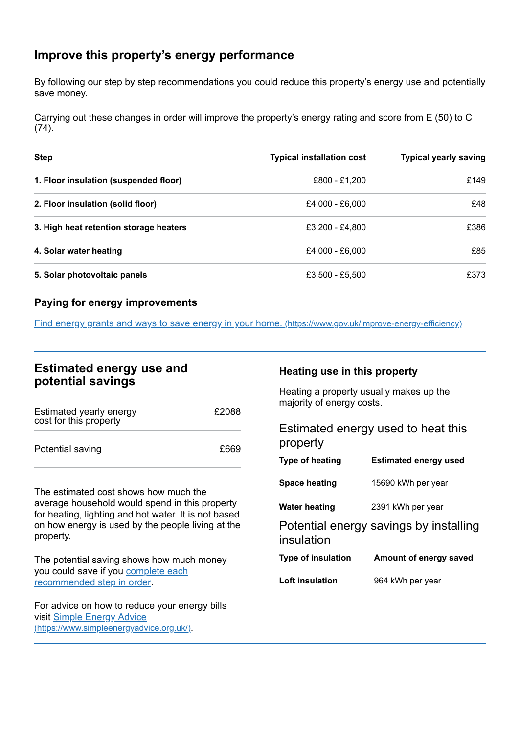## Improve this property's energy performance

By following our step by step recommendations you could reduce this property's energy use and potentially save money.

Carrying out these changes in order will improve the property's energy rating and score from E (50) to C (74).

| Step | Typical installation cost | Typical yearly saving |
| --- | --- | --- |
| **1. Floor insulation (suspended floor)** | £800 - £1,200 | £149 |
| **2. Floor insulation (solid floor)** | £4,000 - £6,000 | £48 |
| **3. High heat retention storage heaters** | £3,200 - £4,800 | £386 |
| **4. Solar water heating** | £4,000 - £6,000 | £85 |
| **5. Solar photovoltaic panels** | £3,500 - £5,500 | £373 |

### Paying for energy improvements

[Find energy grants and ways to save energy in your home.](https://www.gov.uk/improve-energy-efficiency) (https://www.gov.uk/improve-energy-efficiency)

## Estimated energy use and potential savings

| | |
| --- | --- |
| Estimated yearly energy cost for this property | £2088 |
| Potential saving | £669 |

The estimated cost shows how much the average household would spend in this property for heating, lighting and hot water. It is not based on how energy is used by the people living at the property.

The potential saving shows how much money you could save if you complete each recommended step in order.

For advice on how to reduce your energy bills visit [Simple Energy Advice](https://www.simpleenergyadvice.org.uk/) (https://www.simpleenergyadvice.org.uk/).

### Heating use in this property

Heating a property usually makes up the majority of energy costs.

### Estimated energy used to heat this property

| Type of heating | Estimated energy used |
| --- | --- |
| **Space heating** | 15690 kWh per year |
| **Water heating** | 2391 kWh per year |

### Potential energy savings by installing insulation

| Type of insulation | Amount of energy saved |
| --- | --- |
| **Loft insulation** | 964 kWh per year |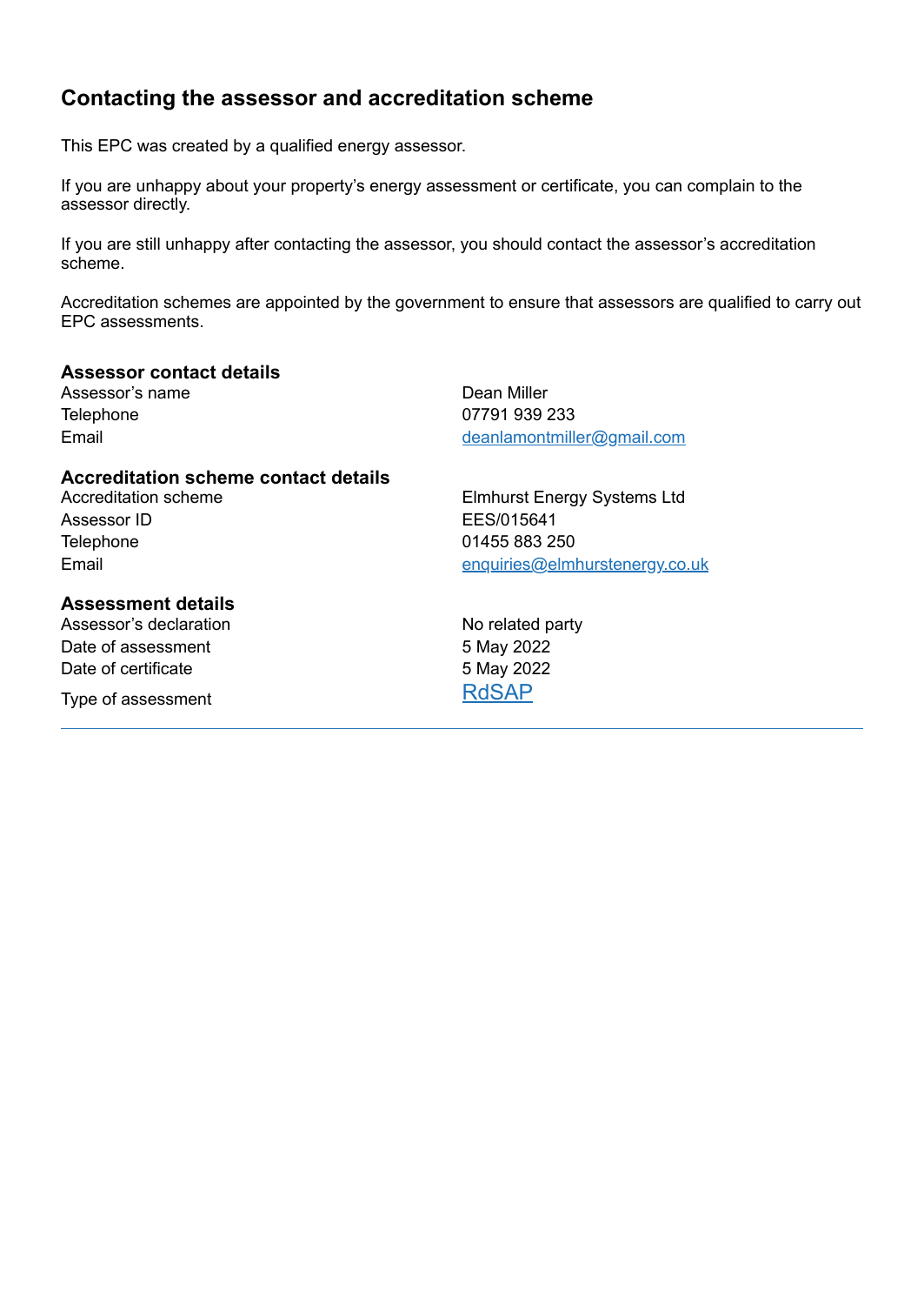## Contacting the assessor and accreditation scheme

This EPC was created by a qualified energy assessor.

If you are unhappy about your property's energy assessment or certificate, you can complain to the assessor directly.

If you are still unhappy after contacting the assessor, you should contact the assessor's accreditation scheme.

Accreditation schemes are appointed by the government to ensure that assessors are qualified to carry out EPC assessments.

### Assessor contact details

| | |
|---|---|
| Assessor's name | Dean Miller |
| Telephone | 07791 939 233 |
| Email | deanlamontmiller@gmail.com |

### Accreditation scheme contact details

| | |
|---|---|
| Accreditation scheme | Elmhurst Energy Systems Ltd |
| Assessor ID | EES/015641 |
| Telephone | 01455 883 250 |
| Email | enquiries@elmhurstenergy.co.uk |

### Assessment details

| | |
|---|---|
| Assessor's declaration | No related party |
| Date of assessment | 5 May 2022 |
| Date of certificate | 5 May 2022 |
| Type of assessment | RdSAP |